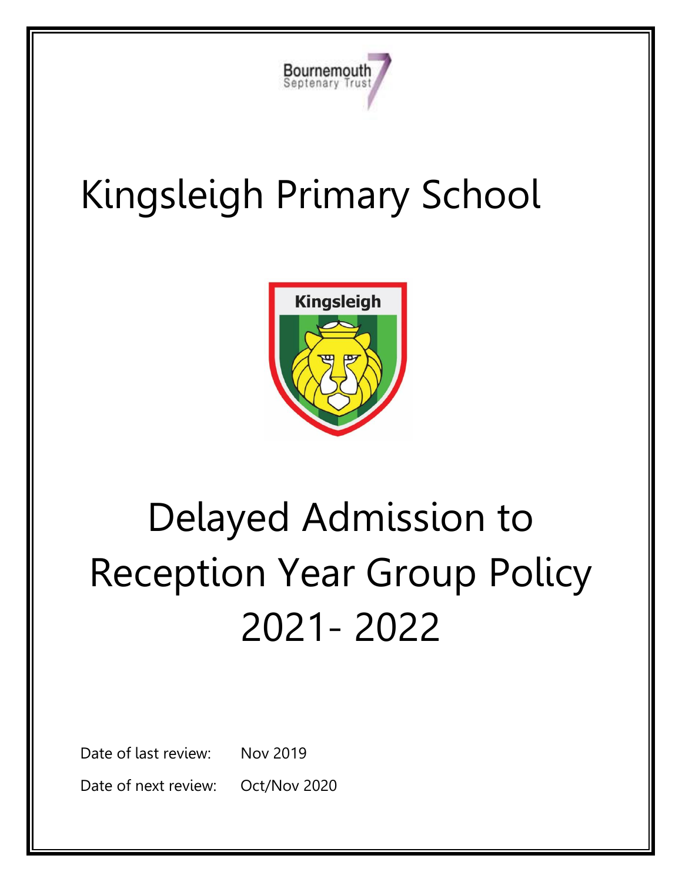Bournemouth Septenary Trust

# Kingsleigh Primary School

Kingsleigh

# Delayed Admission to Reception Year Group Policy 2021- 2022

Date of last review: Nov 2019

Date of next review: Oct/Nov 2020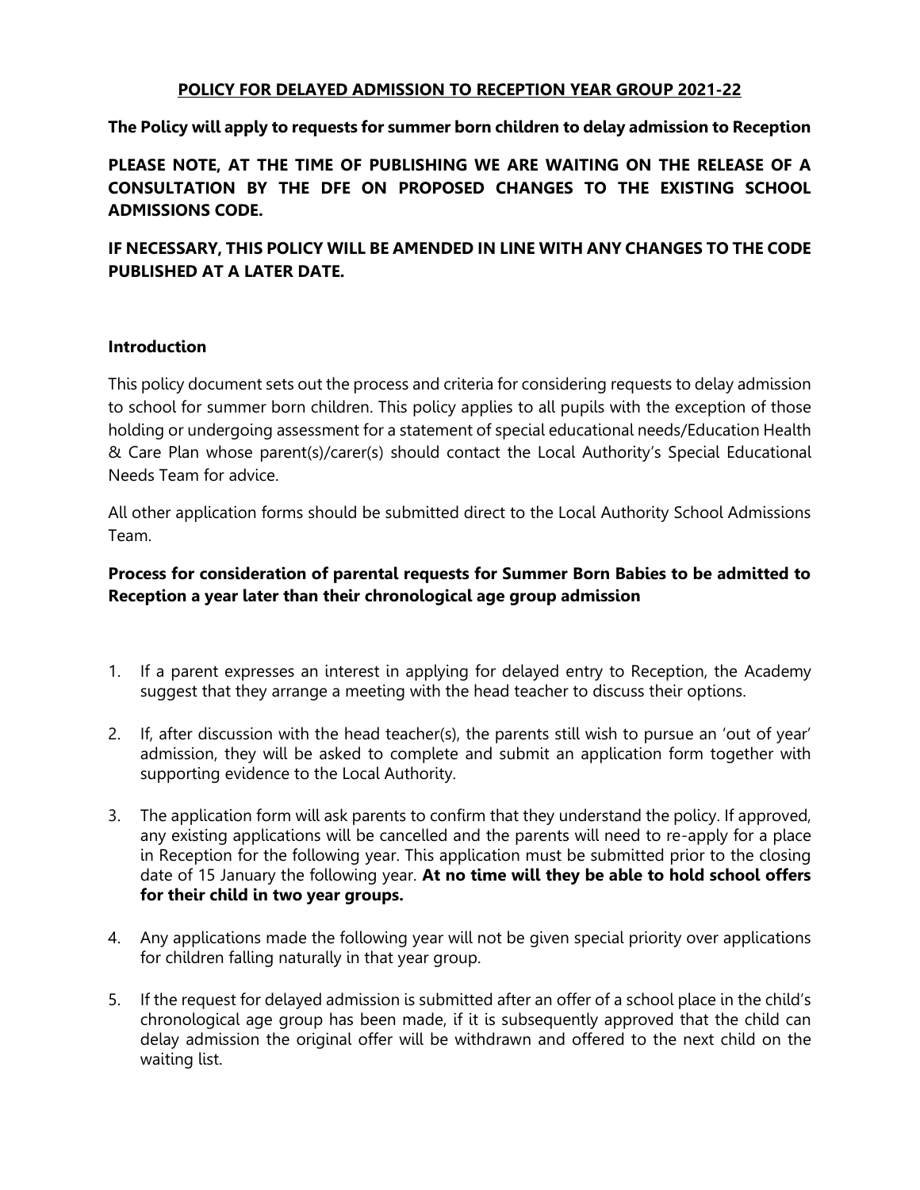**POLICY FOR DELAYED ADMISSION TO RECEPTION YEAR GROUP 2021-22**

**The Policy will apply to requests for summer born children to delay admission to Reception**

**PLEASE NOTE, AT THE TIME OF PUBLISHING WE ARE WAITING ON THE RELEASE OF A CONSULTATION BY THE DFE ON PROPOSED CHANGES TO THE EXISTING SCHOOL ADMISSIONS CODE.**

**IF NECESSARY, THIS POLICY WILL BE AMENDED IN LINE WITH ANY CHANGES TO THE CODE PUBLISHED AT A LATER DATE.**

## Introduction

This policy document sets out the process and criteria for considering requests to delay admission to school for summer born children. This policy applies to all pupils with the exception of those holding or undergoing assessment for a statement of special educational needs/Education Health & Care Plan whose parent(s)/carer(s) should contact the Local Authority's Special Educational Needs Team for advice.

All other application forms should be submitted direct to the Local Authority School Admissions Team.

### Process for consideration of parental requests for Summer Born Babies to be admitted to Reception a year later than their chronological age group admission

1. If a parent expresses an interest in applying for delayed entry to Reception, the Academy suggest that they arrange a meeting with the head teacher to discuss their options.

2. If, after discussion with the head teacher(s), the parents still wish to pursue an 'out of year' admission, they will be asked to complete and submit an application form together with supporting evidence to the Local Authority.

3. The application form will ask parents to confirm that they understand the policy. If approved, any existing applications will be cancelled and the parents will need to re-apply for a place in Reception for the following year. This application must be submitted prior to the closing date of 15 January the following year. **At no time will they be able to hold school offers for their child in two year groups.**

4. Any applications made the following year will not be given special priority over applications for children falling naturally in that year group.

5. If the request for delayed admission is submitted after an offer of a school place in the child's chronological age group has been made, if it is subsequently approved that the child can delay admission the original offer will be withdrawn and offered to the next child on the waiting list.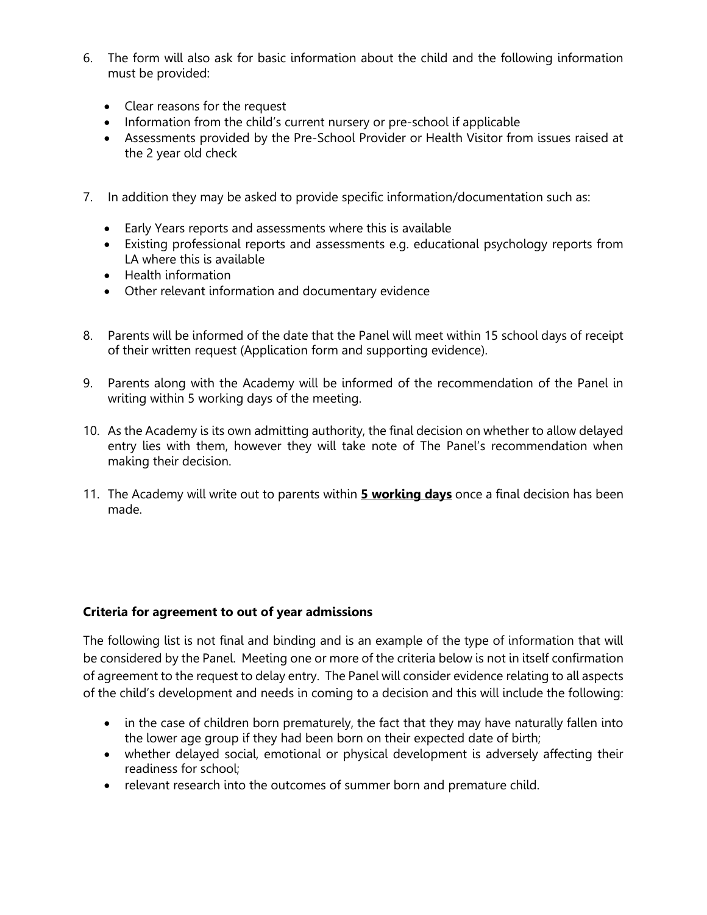6. The form will also ask for basic information about the child and the following information must be provided:

    - Clear reasons for the request
    - Information from the child's current nursery or pre-school if applicable
    - Assessments provided by the Pre-School Provider or Health Visitor from issues raised at the 2 year old check

7. In addition they may be asked to provide specific information/documentation such as:

    - Early Years reports and assessments where this is available
    - Existing professional reports and assessments e.g. educational psychology reports from LA where this is available
    - Health information
    - Other relevant information and documentary evidence

8. Parents will be informed of the date that the Panel will meet within 15 school days of receipt of their written request (Application form and supporting evidence).

9. Parents along with the Academy will be informed of the recommendation of the Panel in writing within 5 working days of the meeting.

10. As the Academy is its own admitting authority, the final decision on whether to allow delayed entry lies with them, however they will take note of The Panel's recommendation when making their decision.

11. The Academy will write out to parents within **<u>5 working days</u>** once a final decision has been made.

**Criteria for agreement to out of year admissions**

The following list is not final and binding and is an example of the type of information that will be considered by the Panel. Meeting one or more of the criteria below is not in itself confirmation of agreement to the request to delay entry. The Panel will consider evidence relating to all aspects of the child's development and needs in coming to a decision and this will include the following:

- in the case of children born prematurely, the fact that they may have naturally fallen into the lower age group if they had been born on their expected date of birth;
- whether delayed social, emotional or physical development is adversely affecting their readiness for school;
- relevant research into the outcomes of summer born and premature child.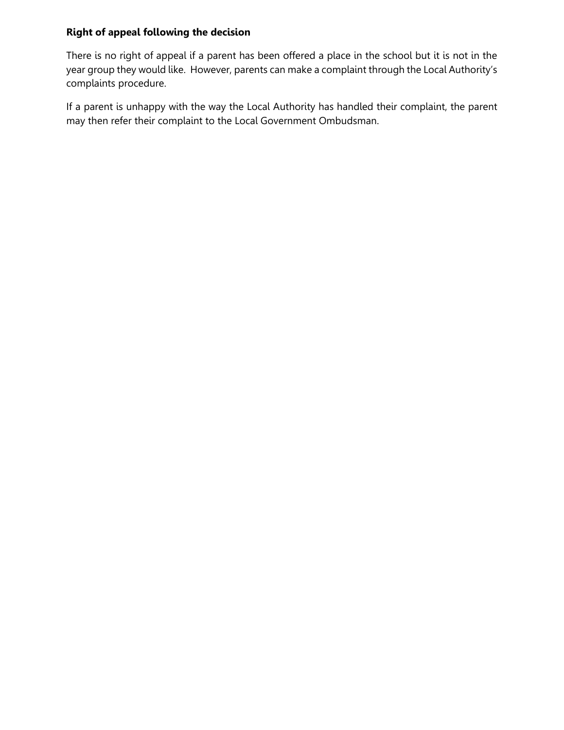**Right of appeal following the decision**

There is no right of appeal if a parent has been offered a place in the school but it is not in the year group they would like. However, parents can make a complaint through the Local Authority's complaints procedure.

If a parent is unhappy with the way the Local Authority has handled their complaint, the parent may then refer their complaint to the Local Government Ombudsman.